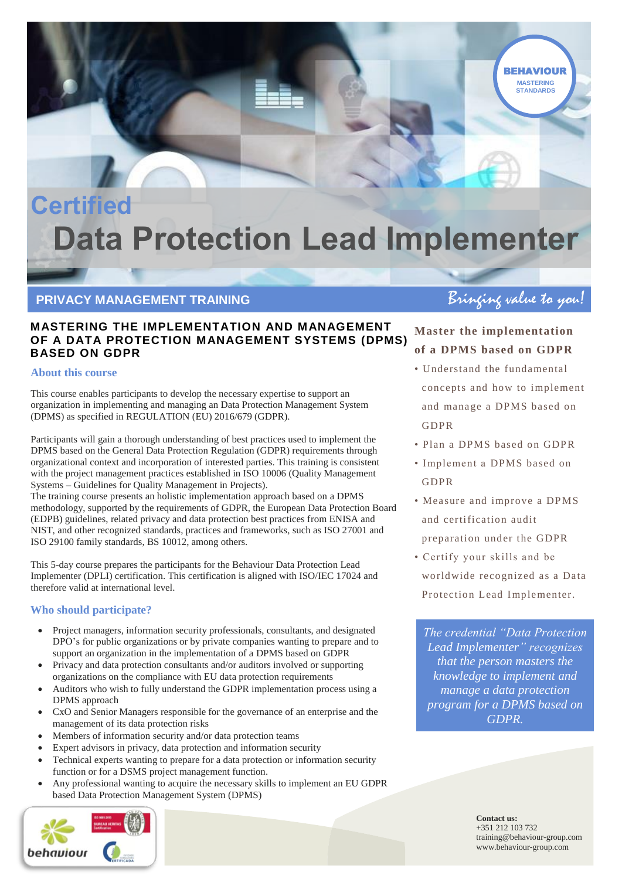# Certified
# Data Protection Lead Implementer

BEHAVIOUR
MASTERING STANDARDS

## PRIVACY MANAGEMENT TRAINING

*Bringing value to you!*

### MASTERING THE IMPLEMENTATION AND MANAGEMENT OF A DATA PROTECTION MANAGEMENT SYSTEMS (DPMS) BASED ON GDPR

### About this course

This course enables participants to develop the necessary expertise to support an organization in implementing and managing an Data Protection Management System (DPMS) as specified in REGULATION (EU) 2016/679 (GDPR).

Participants will gain a thorough understanding of best practices used to implement the DPMS based on the General Data Protection Regulation (GDPR) requirements through organizational context and incorporation of interested parties. This training is consistent with the project management practices established in ISO 10006 (Quality Management Systems – Guidelines for Quality Management in Projects).
The training course presents an holistic implementation approach based on a DPMS methodology, supported by the requirements of GDPR, the European Data Protection Board (EDPB) guidelines, related privacy and data protection best practices from ENISA and NIST, and other recognized standards, practices and frameworks, such as ISO 27001 and ISO 29100 family standards, BS 10012, among others.

This 5-day course prepares the participants for the Behaviour Data Protection Lead Implementer (DPLI) certification. This certification is aligned with ISO/IEC 17024 and therefore valid at international level.

### Who should participate?

- Project managers, information security professionals, consultants, and designated DPO's for public organizations or by private companies wanting to prepare and to support an organization in the implementation of a DPMS based on GDPR
- Privacy and data protection consultants and/or auditors involved or supporting organizations on the compliance with EU data protection requirements
- Auditors who wish to fully understand the GDPR implementation process using a DPMS approach
- CxO and Senior Managers responsible for the governance of an enterprise and the management of its data protection risks
- Members of information security and/or data protection teams
- Expert advisors in privacy, data protection and information security
- Technical experts wanting to prepare for a data protection or information security function or for a DSMS project management function.
- Any professional wanting to acquire the necessary skills to implement an EU GDPR based Data Protection Management System (DPMS)

### Master the implementation of a DPMS based on GDPR

- Understand the fundamental concepts and how to implement and manage a DPMS based on GDPR
- Plan a DPMS based on GDPR
- Implement a DPMS based on GDPR
- Measure and improve a DPMS and certification audit preparation under the GDPR
- Certify your skills and be worldwide recognized as a Data Protection Lead Implementer.

*The credential "Data Protection Lead Implementer" recognizes that the person masters the knowledge to implement and manage a data protection program for a DPMS based on GDPR.*

**Contact us:**
+351 212 103 732
training@behaviour-group.com
www.behaviour-group.com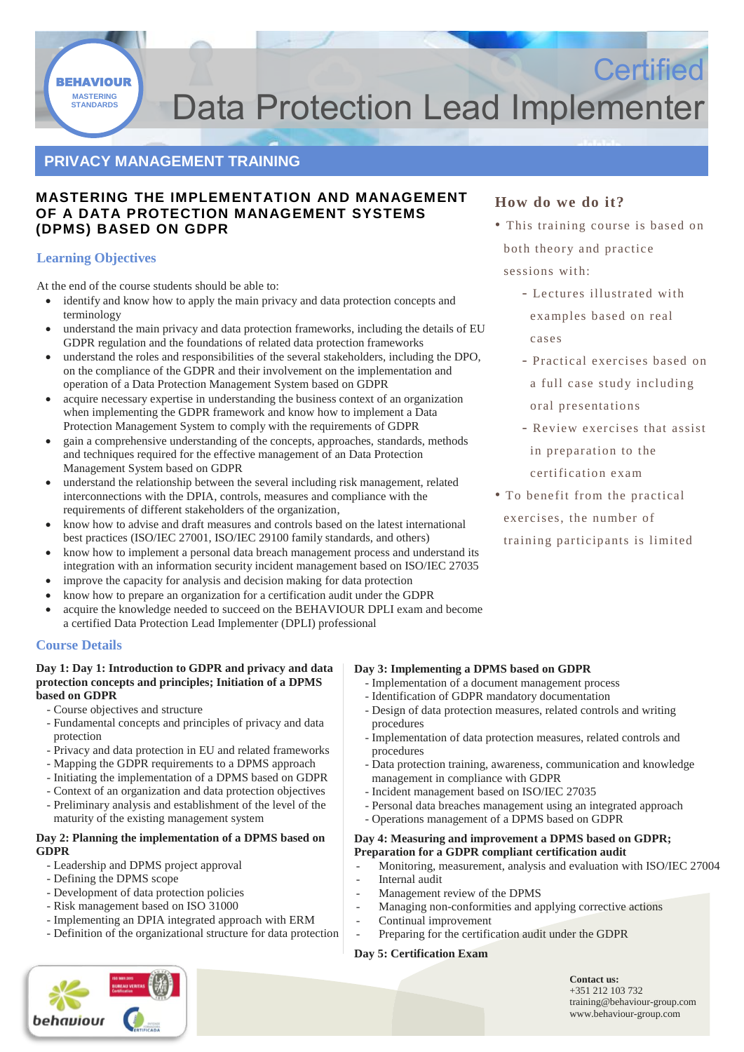BEHAVIOUR
MASTERING STANDARDS

# Certified Data Protection Lead Implementer

## PRIVACY MANAGEMENT TRAINING

### MASTERING THE IMPLEMENTATION AND MANAGEMENT OF A DATA PROTECTION MANAGEMENT SYSTEMS (DPMS) BASED ON GDPR

### Learning Objectives

At the end of the course students should be able to:

- identify and know how to apply the main privacy and data protection concepts and terminology
- understand the main privacy and data protection frameworks, including the details of EU GDPR regulation and the foundations of related data protection frameworks
- understand the roles and responsibilities of the several stakeholders, including the DPO, on the compliance of the GDPR and their involvement on the implementation and operation of a Data Protection Management System based on GDPR
- acquire necessary expertise in understanding the business context of an organization when implementing the GDPR framework and know how to implement a Data Protection Management System to comply with the requirements of GDPR
- gain a comprehensive understanding of the concepts, approaches, standards, methods and techniques required for the effective management of an Data Protection Management System based on GDPR
- understand the relationship between the several including risk management, related interconnections with the DPIA, controls, measures and compliance with the requirements of different stakeholders of the organization,
- know how to advise and draft measures and controls based on the latest international best practices (ISO/IEC 27001, ISO/IEC 29100 family standards, and others)
- know how to implement a personal data breach management process and understand its integration with an information security incident management based on ISO/IEC 27035
- improve the capacity for analysis and decision making for data protection
- know how to prepare an organization for a certification audit under the GDPR
- acquire the knowledge needed to succeed on the BEHAVIOUR DPLI exam and become a certified Data Protection Lead Implementer (DPLI) professional

### How do we do it?

- This training course is based on both theory and practice sessions with:
  - Lectures illustrated with examples based on real cases
  - Practical exercises based on a full case study including oral presentations
  - Review exercises that assist in preparation to the certification exam
- To benefit from the practical exercises, the number of training participants is limited

### Course Details

**Day 1: Day 1: Introduction to GDPR and privacy and data protection concepts and principles; Initiation of a DPMS based on GDPR**

- Course objectives and structure
- Fundamental concepts and principles of privacy and data protection
- Privacy and data protection in EU and related frameworks
- Mapping the GDPR requirements to a DPMS approach
- Initiating the implementation of a DPMS based on GDPR
- Context of an organization and data protection objectives
- Preliminary analysis and establishment of the level of the maturity of the existing management system

**Day 2: Planning the implementation of a DPMS based on GDPR**

- Leadership and DPMS project approval
- Defining the DPMS scope
- Development of data protection policies
- Risk management based on ISO 31000
- Implementing an DPIA integrated approach with ERM
- Definition of the organizational structure for data protection

**Day 3: Implementing a DPMS based on GDPR**

- Implementation of a document management process
- Identification of GDPR mandatory documentation
- Design of data protection measures, related controls and writing procedures
- Implementation of data protection measures, related controls and procedures
- Data protection training, awareness, communication and knowledge management in compliance with GDPR
- Incident management based on ISO/IEC 27035
- Personal data breaches management using an integrated approach
- Operations management of a DPMS based on GDPR

**Day 4: Measuring and improvement a DPMS based on GDPR; Preparation for a GDPR compliant certification audit**

- Monitoring, measurement, analysis and evaluation with ISO/IEC 27004
- Internal audit
- Management review of the DPMS
- Managing non-conformities and applying corrective actions
- Continual improvement
- Preparing for the certification audit under the GDPR

**Day 5: Certification Exam**

behaviour

**Contact us:**
+351 212 103 732
training@behaviour-group.com
www.behaviour-group.com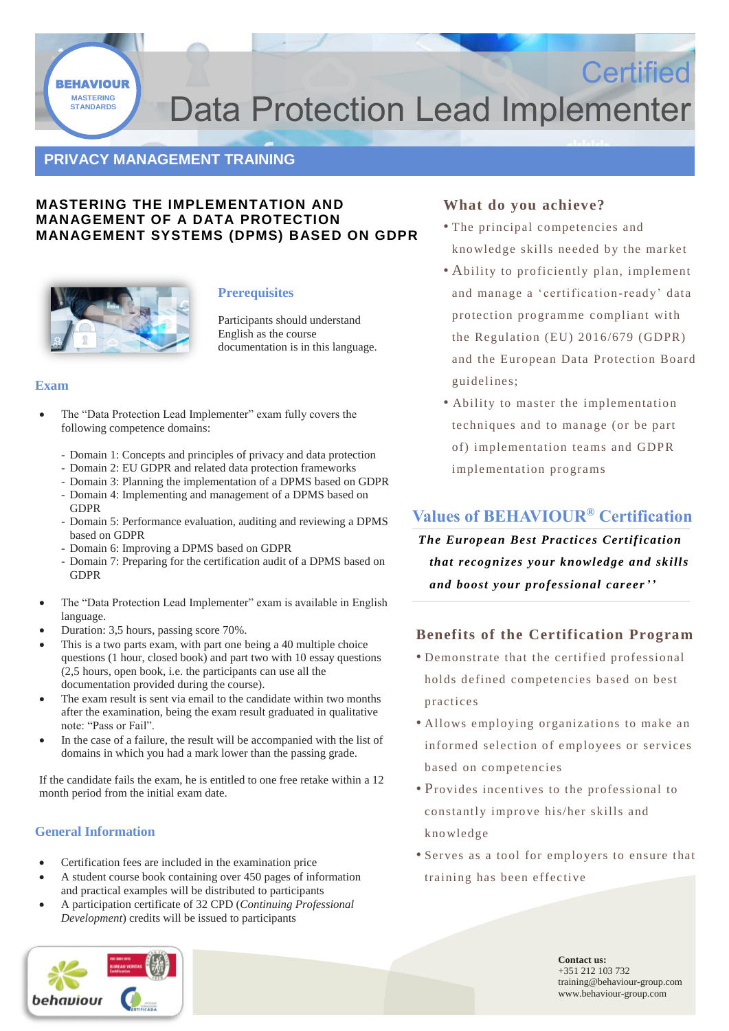BEHAVIOUR
MASTERING STANDARDS

# Certified
# Data Protection Lead Implementer

## PRIVACY MANAGEMENT TRAINING

### MASTERING THE IMPLEMENTATION AND MANAGEMENT OF A DATA PROTECTION MANAGEMENT SYSTEMS (DPMS) BASED ON GDPR

### Prerequisites

Participants should understand English as the course documentation is in this language.

### Exam

- The "Data Protection Lead Implementer" exam fully covers the following competence domains:
  - Domain 1: Concepts and principles of privacy and data protection
  - Domain 2: EU GDPR and related data protection frameworks
  - Domain 3: Planning the implementation of a DPMS based on GDPR
  - Domain 4: Implementing and management of a DPMS based on GDPR
  - Domain 5: Performance evaluation, auditing and reviewing a DPMS based on GDPR
  - Domain 6: Improving a DPMS based on GDPR
  - Domain 7: Preparing for the certification audit of a DPMS based on GDPR
- The "Data Protection Lead Implementer" exam is available in English language.
- Duration: 3,5 hours, passing score 70%.
- This is a two parts exam, with part one being a 40 multiple choice questions (1 hour, closed book) and part two with 10 essay questions (2,5 hours, open book, i.e. the participants can use all the documentation provided during the course).
- The exam result is sent via email to the candidate within two months after the examination, being the exam result graduated in qualitative note: "Pass or Fail".
- In the case of a failure, the result will be accompanied with the list of domains in which you had a mark lower than the passing grade.

If the candidate fails the exam, he is entitled to one free retake within a 12 month period from the initial exam date.

### General Information

- Certification fees are included in the examination price
- A student course book containing over 450 pages of information and practical examples will be distributed to participants
- A participation certificate of 32 CPD (*Continuing Professional Development*) credits will be issued to participants

### What do you achieve?

- The principal competencies and knowledge skills needed by the market
- Ability to proficiently plan, implement and manage a 'certification-ready' data protection programme compliant with the Regulation (EU) 2016/679 (GDPR) and the European Data Protection Board guidelines;
- Ability to master the implementation techniques and to manage (or be part of) implementation teams and GDPR implementation programs

### Values of BEHAVIOUR® Certification

***The European Best Practices Certification that recognizes your knowledge and skills and boost your professional career''***

### Benefits of the Certification Program

- Demonstrate that the certified professional holds defined competencies based on best practices
- Allows employing organizations to make an informed selection of employees or services based on competencies
- Provides incentives to the professional to constantly improve his/her skills and knowledge
- Serves as a tool for employers to ensure that training has been effective

**Contact us:**
+351 212 103 732
training@behaviour-group.com
www.behaviour-group.com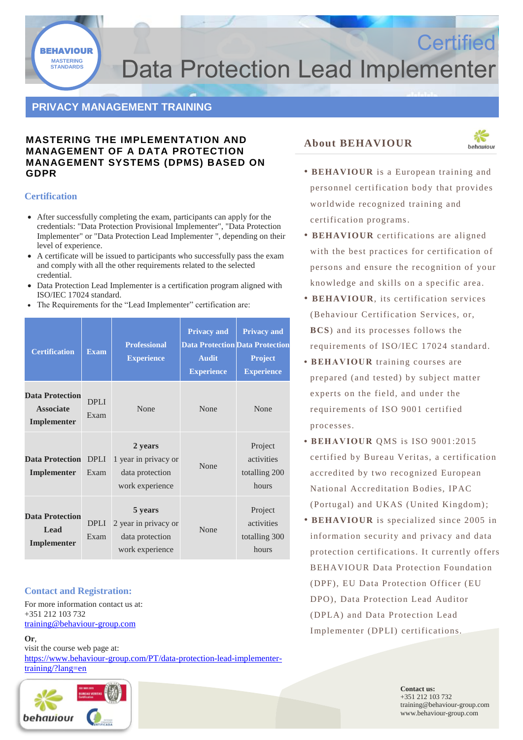BEHAVIOUR
MASTERING STANDARDS

# Certified Data Protection Lead Implementer

## PRIVACY MANAGEMENT TRAINING

### MASTERING THE IMPLEMENTATION AND MANAGEMENT OF A DATA PROTECTION MANAGEMENT SYSTEMS (DPMS) BASED ON GDPR

### Certification

- After successfully completing the exam, participants can apply for the credentials: "Data Protection Provisional Implementer", "Data Protection Implementer" or "Data Protection Lead Implementer ", depending on their level of experience.
- A certificate will be issued to participants who successfully pass the exam and comply with all the other requirements related to the selected credential.
- Data Protection Lead Implementer is a certification program aligned with ISO/IEC 17024 standard.
- The Requirements for the "Lead Implementer" certification are:

| Certification | Exam | Professional Experience | Privacy and Data Protection Audit Experience | Privacy and Data Protection Project Experience |
|---|---|---|---|---|
| **Data Protection Associate Implementer** | DPLI Exam | None | None | None |
| **Data Protection Implementer** | DPLI Exam | **2 years** 1 year in privacy or data protection work experience | None | Project activities totalling 200 hours |
| **Data Protection Lead Implementer** | DPLI Exam | **5 years** 2 year in privacy or data protection work experience | None | Project activities totalling 300 hours |

### Contact and Registration:

For more information contact us at:
+351 212 103 732
training@behaviour-group.com

**Or**,
visit the course web page at:
https://www.behaviour-group.com/PT/data-protection-lead-implementer-training/?lang=en

## About BEHAVIOUR

- **BEHAVIOUR** is a European training and personnel certification body that provides worldwide recognized training and certification programs.
- **BEHAVIOUR** certifications are aligned with the best practices for certification of persons and ensure the recognition of your knowledge and skills on a specific area.
- **BEHAVIOUR**, its certification services (Behaviour Certification Services, or, **BCS**) and its processes follows the requirements of ISO/IEC 17024 standard.
- **BEHAVIOUR** training courses are prepared (and tested) by subject matter experts on the field, and under the requirements of ISO 9001 certified processes.
- **BEHAVIOUR** QMS is ISO 9001:2015 certified by Bureau Veritas, a certification accredited by two recognized European National Accreditation Bodies, IPAC (Portugal) and UKAS (United Kingdom);
- **BEHAVIOUR** is specialized since 2005 in information security and privacy and data protection certifications. It currently offers BEHAVIOUR Data Protection Foundation (DPF), EU Data Protection Officer (EU DPO), Data Protection Lead Auditor (DPLA) and Data Protection Lead Implementer (DPLI) certifications.

**Contact us:**
+351 212 103 732
training@behaviour-group.com
www.behaviour-group.com